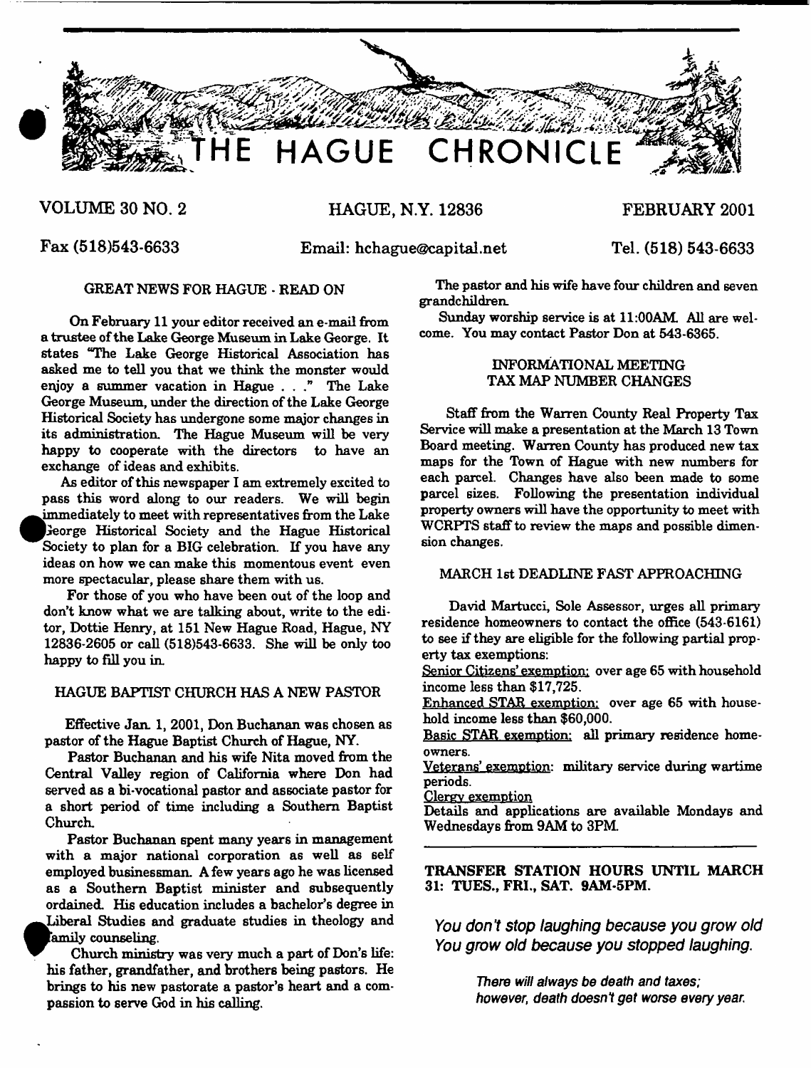# THE HAGUE CHRONICLE

VOLUME 30 NO. 2 — HAGUE, N.Y. 12836 — FEBRUARY 2001

Fax (518)543-6633 — Email: hchague@capital.net — Tel. (518) 543-6633

## GREAT NEWS FOR HAGUE - READ ON

On February 11 your editor received an e-mail from a trustee of the Lake George Museum in Lake George. It states "The Lake George Historical Association has asked me to tell you that we think the monster would enjoy a summer vacation in Hague . . ." The Lake George Museum, under the direction of the Lake George Historical Society has undergone some major changes in its administration. The Hague Museum will be very happy to cooperate with the directors to have an exchange of ideas and exhibits.

As editor of this newspaper I am extremely excited to pass this word along to our readers. We will begin immediately to meet with representatives from the Lake George Historical Society and the Hague Historical Society to plan for a BIG celebration. If you have any ideas on how we can make this momentous event even more spectacular, please share them with us.

For those of you who have been out of the loop and don't know what we are talking about, write to the editor, Dottie Henry, at 151 New Hague Road, Hague, NY 12836-2605 or call (518)543-6633. She will be only too happy to fill you in.

## HAGUE BAPTIST CHURCH HAS A NEW PASTOR

Effective Jan. 1, 2001, Don Buchanan was chosen as pastor of the Hague Baptist Church of Hague, NY.

Pastor Buchanan and his wife Nita moved from the Central Valley region of California where Don had served as a bi-vocational pastor and associate pastor for a short period of time including a Southern Baptist Church.

Pastor Buchanan spent many years in management with a major national corporation as well as self employed businessman. A few years ago he was licensed as a Southern Baptist minister and subsequently ordained. His education includes a bachelor's degree in Liberal Studies and graduate studies in theology and family counseling.

Church ministry was very much a part of Don's life: his father, grandfather, and brothers being pastors. He brings to his new pastorate a pastor's heart and a compassion to serve God in his calling.

The pastor and his wife have four children and seven grandchildren.

Sunday worship service is at 11:00AM. All are welcome. You may contact Pastor Don at 543-6365.

## INFORMATIONAL MEETING TAX MAP NUMBER CHANGES

Staff from the Warren County Real Property Tax Service will make a presentation at the March 13 Town Board meeting. Warren County has produced new tax maps for the Town of Hague with new numbers for each parcel. Changes have also been made to some parcel sizes. Following the presentation individual property owners will have the opportunity to meet with WCRPTS staff to review the maps and possible dimension changes.

## MARCH 1st DEADLINE FAST APPROACHING

David Martucci, Sole Assessor, urges all primary residence homeowners to contact the office (543-6161) to see if they are eligible for the following partial property tax exemptions:

Senior Citizens' exemption: over age 65 with household income less than $17,725.

Enhanced STAR exemption: over age 65 with household income less than $60,000.

Basic STAR exemption: all primary residence homeowners.

Veterans' exemption: military service during wartime periods.

Clergy exemption

Details and applications are available Mondays and Wednesdays from 9AM to 3PM.

---

**TRANSFER STATION HOURS UNTIL MARCH 31: TUES., FRI., SAT. 9AM-5PM.**

*You don't stop laughing because you grow old*
*You grow old because you stopped laughing.*

*There will always be death and taxes;*
*however, death doesn't get worse every year.*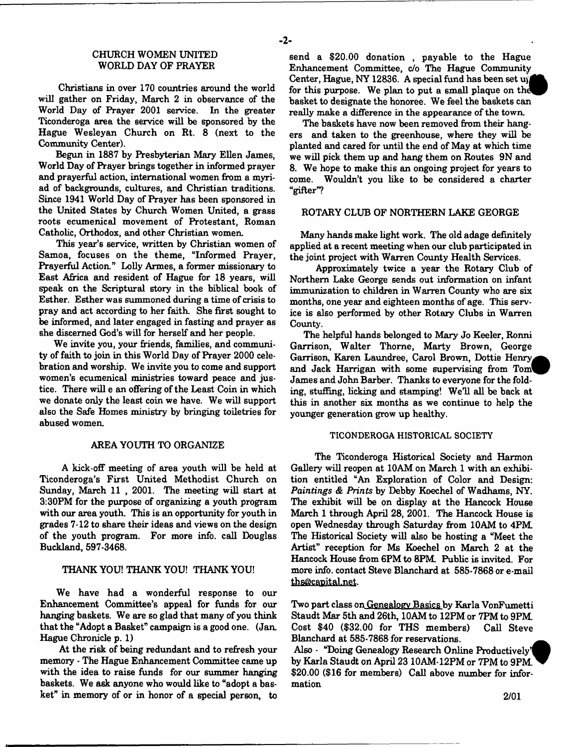## CHURCH WOMEN UNITED WORLD DAY OF PRAYER

Christians in over 170 countries around the world will gather on Friday, March 2 in observance of the World Day of Prayer 2001 service. In the greater Ticonderoga area the service will be sponsored by the Hague Wesleyan Church on Rt. 8 (next to the Community Center).

Begun in 1887 by Presbyterian Mary Ellen James, World Day of Prayer brings together in informed prayer and prayerful action, international women from a myriad of backgrounds, cultures, and Christian traditions. Since 1941 World Day of Prayer has been sponsored in the United States by Church Women United, a grass roots ecumenical movement of Protestant, Roman Catholic, Orthodox, and other Christian women.

This year's service, written by Christian women of Samoa, focuses on the theme, "Informed Prayer, Prayerful Action." Lolly Armes, a former missionary to East Africa and resident of Hague for 18 years, will speak on the Scriptural story in the biblical book of Esther. Esther was summoned during a time of crisis to pray and act according to her faith. She first sought to be informed, and later engaged in fasting and prayer as she discerned God's will for herself and her people.

We invite you, your friends, families, and community of faith to join in this World Day of Prayer 2000 celebration and worship. We invite you to come and support women's ecumenical ministries toward peace and justice. There will e an offering of the Least Coin in which we donate only the least coin we have. We will support also the Safe Homes ministry by bringing toiletries for abused women.

## AREA YOUTH TO ORGANIZE

A kick-off meeting of area youth will be held at Ticonderoga's First United Methodist Church on Sunday, March 11 , 2001. The meeting will start at 3:30PM for the purpose of organizing a youth program with our area youth. This is an opportunity for youth in grades 7-12 to share their ideas and views on the design of the youth program. For more info. call Douglas Buckland, 597-3468.

## THANK YOU! THANK YOU! THANK YOU!

We have had a wonderful response to our Enhancement Committee's appeal for funds for our hanging baskets. We are so glad that many of you think that the "Adopt a Basket" campaign is a good one. (Jan. Hague Chronicle p. 1)

At the risk of being redundant and to refresh your memory - The Hague Enhancement Committee came up with the idea to raise funds for our summer hanging baskets. We ask anyone who would like to "adopt a basket" in memory of or in honor of a special person, to send a $20.00 donation , payable to the Hague Enhancement Committee, c/o The Hague Community Center, Hague, NY 12836. A special fund has been set up for this purpose. We plan to put a small plaque on the basket to designate the honoree. We feel the baskets can really make a difference in the appearance of the town.

The baskets have now been removed from their hangers and taken to the greenhouse, where they will be planted and cared for until the end of May at which time we will pick them up and hang them on Routes 9N and 8. We hope to make this an ongoing project for years to come. Wouldn't you like to be considered a charter "gifter"?

## ROTARY CLUB OF NORTHERN LAKE GEORGE

Many hands make light work. The old adage definitely applied at a recent meeting when our club participated in the joint project with Warren County Health Services.

Approximately twice a year the Rotary Club of Northern Lake George sends out information on infant immunization to children in Warren County who are six months, one year and eighteen months of age. This service is also performed by other Rotary Clubs in Warren County.

The helpful hands belonged to Mary Jo Keeler, Ronni Garrison, Walter Thorne, Marty Brown, George Garrison, Karen Laundree, Carol Brown, Dottie Henry, and Jack Harrigan with some supervising from Tom James and John Barber. Thanks to everyone for the folding, stuffing, licking and stamping! We'll all be back at this in another six months as we continue to help the younger generation grow up healthy.

## TICONDEROGA HISTORICAL SOCIETY

The Ticonderoga Historical Society and Harmon Gallery will reopen at 10AM on March 1 with an exhibition entitled "An Exploration of Color and Design: *Paintings & Prints* by Debby Koechel of Wadhams, NY. The exhibit will be on display at the Hancock House March 1 through April 28, 2001. The Hancock House is open Wednesday through Saturday from 10AM to 4PM. The Historical Society will also be hosting a "Meet the Artist" reception for Ms Koechel on March 2 at the Hancock House from 6PM to 8PM. Public is invited. For more info. contact Steve Blanchard at 585-7868 or e-mail ths@capital.net.

Two part class on Genealogy Basics by Karla VonFumetti Staudt Mar 5th and 26th, 10AM to 12PM or 7PM to 9PM. Cost $40 ($32.00 for THS members) Call Steve Blanchard at 585-7868 for reservations.

Also - "Doing Genealogy Research Online Productively" by Karla Staudt on April 23 10AM-12PM or 7PM to 9PM. $20.00 ($16 for members) Call above number for information

2/01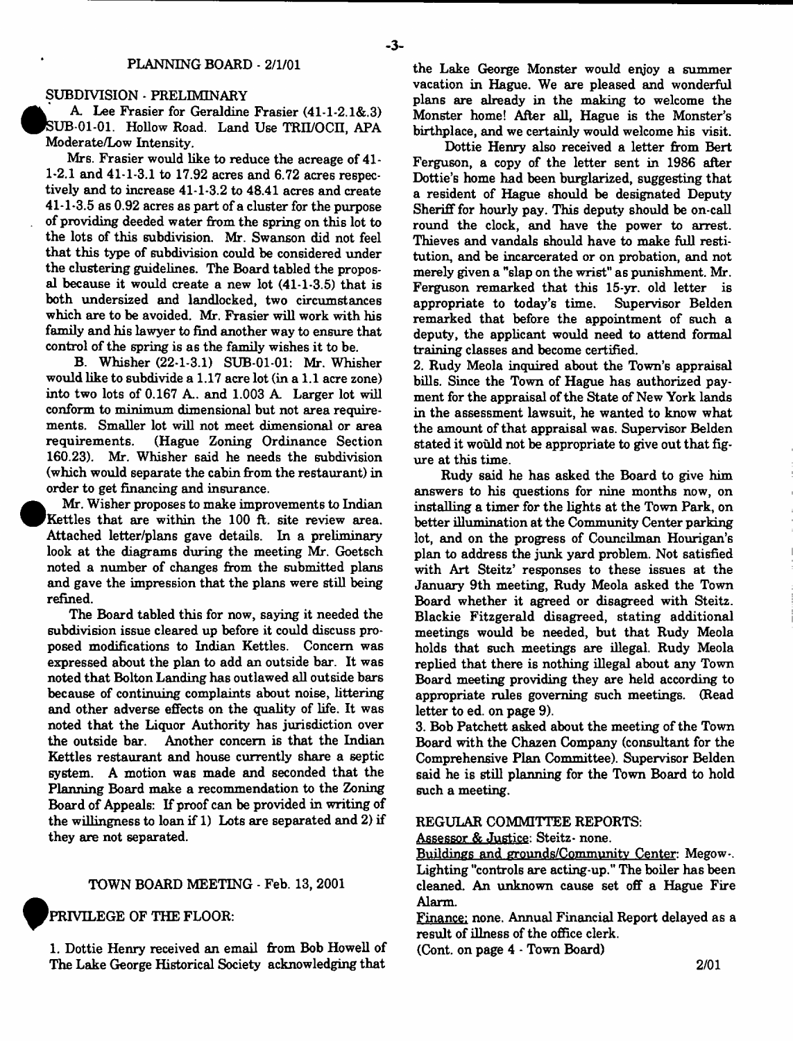## PLANNING BOARD - 2/1/01

### SUBDIVISION - PRELIMINARY

A. Lee Frasier for Geraldine Frasier (41-1-2.1&.3) SUB-01-01. Hollow Road. Land Use TRII/OCII, APA Moderate/Low Intensity.

Mrs. Frasier would like to reduce the acreage of 41-1-2.1 and 41-1-3.1 to 17.92 acres and 6.72 acres respectively and to increase 41-1-3.2 to 48.41 acres and create 41-1-3.5 as 0.92 acres as part of a cluster for the purpose of providing deeded water from the spring on this lot to the lots of this subdivision. Mr. Swanson did not feel that this type of subdivision could be considered under the clustering guidelines. The Board tabled the proposal because it would create a new lot (41-1-3.5) that is both undersized and landlocked, two circumstances which are to be avoided. Mr. Frasier will work with his family and his lawyer to find another way to ensure that control of the spring is as the family wishes it to be.

B. Whisher (22-1-3.1) SUB-01-01: Mr. Whisher would like to subdivide a 1.17 acre lot (in a 1.1 acre zone) into two lots of 0.167 A.. and 1.003 A. Larger lot will conform to minimum dimensional but not area requirements. Smaller lot will not meet dimensional or area requirements. (Hague Zoning Ordinance Section 160.23). Mr. Whisher said he needs the subdivision (which would separate the cabin from the restaurant) in order to get financing and insurance.

Mr. Wisher proposes to make improvements to Indian Kettles that are within the 100 ft. site review area. Attached letter/plans gave details. In a preliminary look at the diagrams during the meeting Mr. Goetsch noted a number of changes from the submitted plans and gave the impression that the plans were still being refined.

The Board tabled this for now, saying it needed the subdivision issue cleared up before it could discuss proposed modifications to Indian Kettles. Concern was expressed about the plan to add an outside bar. It was noted that Bolton Landing has outlawed all outside bars because of continuing complaints about noise, littering and other adverse effects on the quality of life. It was noted that the Liquor Authority has jurisdiction over the outside bar. Another concern is that the Indian Kettles restaurant and house currently share a septic system. A motion was made and seconded that the Planning Board make a recommendation to the Zoning Board of Appeals: If proof can be provided in writing of the willingness to loan if 1) Lots are separated and 2) if they are not separated.

## TOWN BOARD MEETING - Feb. 13, 2001

### PRIVILEGE OF THE FLOOR:

1. Dottie Henry received an email from Bob Howell of The Lake George Historical Society acknowledging that the Lake George Monster would enjoy a summer vacation in Hague. We are pleased and wonderful plans are already in the making to welcome the Monster home! After all, Hague is the Monster's birthplace, and we certainly would welcome his visit.

Dottie Henry also received a letter from Bert Ferguson, a copy of the letter sent in 1986 after Dottie's home had been burglarized, suggesting that a resident of Hague should be designated Deputy Sheriff for hourly pay. This deputy should be on-call round the clock, and have the power to arrest. Thieves and vandals should have to make full restitution, and be incarcerated or on probation, and not merely given a "slap on the wrist" as punishment. Mr. Ferguson remarked that this 15-yr. old letter is appropriate to today's time. Supervisor Belden remarked that before the appointment of such a deputy, the applicant would need to attend formal training classes and become certified.

2. Rudy Meola inquired about the Town's appraisal bills. Since the Town of Hague has authorized payment for the appraisal of the State of New York lands in the assessment lawsuit, he wanted to know what the amount of that appraisal was. Supervisor Belden stated it would not be appropriate to give out that figure at this time.

Rudy said he has asked the Board to give him answers to his questions for nine months now, on installing a timer for the lights at the Town Park, on better illumination at the Community Center parking lot, and on the progress of Councilman Hourigan's plan to address the junk yard problem. Not satisfied with Art Steitz' responses to these issues at the January 9th meeting, Rudy Meola asked the Town Board whether it agreed or disagreed with Steitz. Blackie Fitzgerald disagreed, stating additional meetings would be needed, but that Rudy Meola holds that such meetings are illegal. Rudy Meola replied that there is nothing illegal about any Town Board meeting providing they are held according to appropriate rules governing such meetings. (Read letter to ed. on page 9).

3. Bob Patchett asked about the meeting of the Town Board with the Chazen Company (consultant for the Comprehensive Plan Committee). Supervisor Belden said he is still planning for the Town Board to hold such a meeting.

### REGULAR COMMITTEE REPORTS:

Assessor & Justice: Steitz- none.

Buildings and grounds/Community Center: Megow-. Lighting "controls are acting-up." The boiler has been cleaned. An unknown cause set off a Hague Fire Alarm.

Finance: none. Annual Financial Report delayed as a result of illness of the office clerk.

(Cont. on page 4 - Town Board)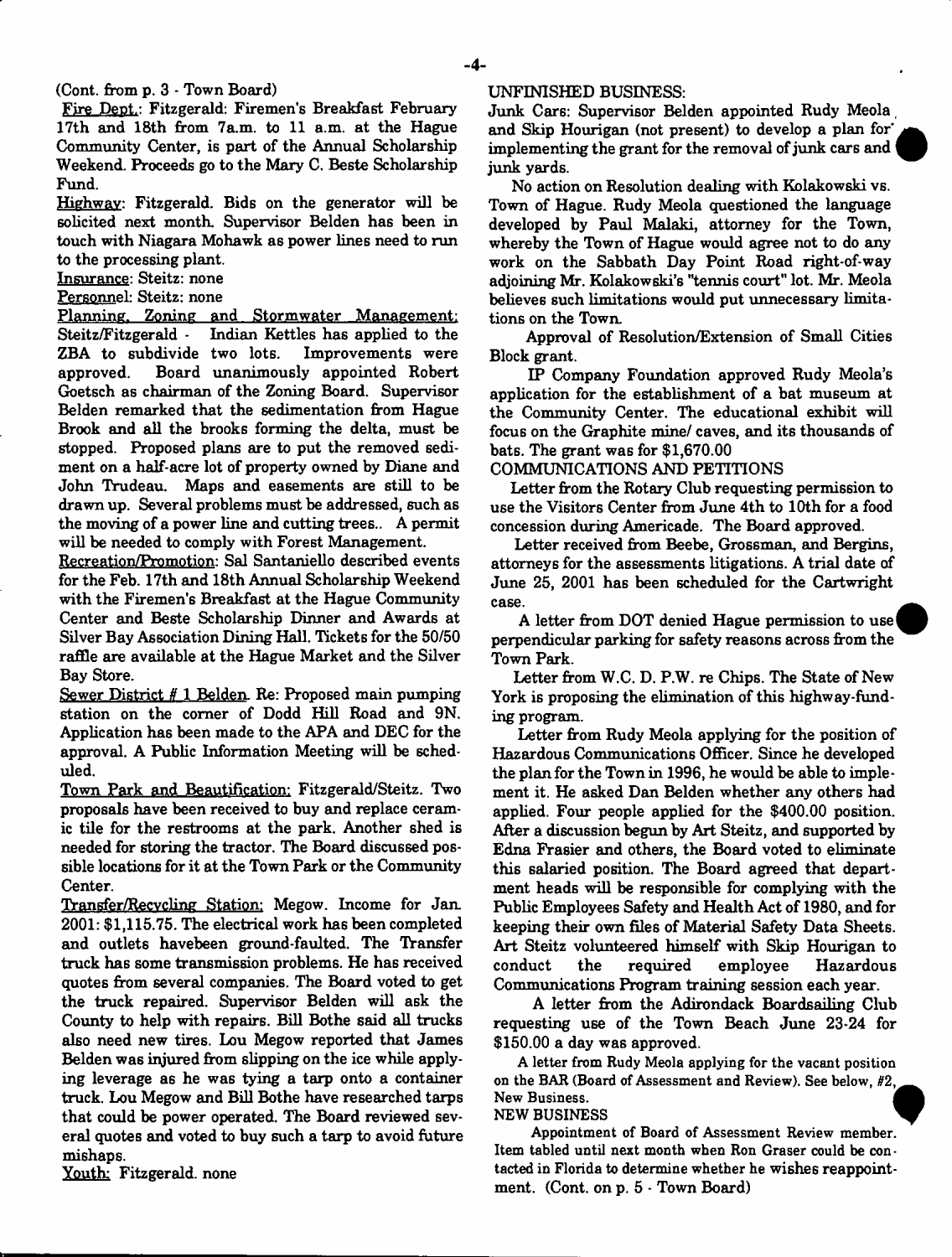(Cont. from p. 3 - Town Board)

Fire Dept.: Fitzgerald: Firemen's Breakfast February 17th and 18th from 7a.m. to 11 a.m. at the Hague Community Center, is part of the Annual Scholarship Weekend. Proceeds go to the Mary C. Beste Scholarship Fund.

Highway: Fitzgerald. Bids on the generator will be solicited next month. Supervisor Belden has been in touch with Niagara Mohawk as power lines need to run to the processing plant.

Insurance: Steitz: none

Personnel: Steitz: none

Planning, Zoning and Stormwater Management: Steitz/Fitzgerald - Indian Kettles has applied to the ZBA to subdivide two lots. Improvements were approved. Board unanimously appointed Robert Goetsch as chairman of the Zoning Board. Supervisor Belden remarked that the sedimentation from Hague Brook and all the brooks forming the delta, must be stopped. Proposed plans are to put the removed sediment on a half-acre lot of property owned by Diane and John Trudeau. Maps and easements are still to be drawn up. Several problems must be addressed, such as the moving of a power line and cutting trees.. A permit will be needed to comply with Forest Management.

Recreation/Promotion: Sal Santaniello described events for the Feb. 17th and 18th Annual Scholarship Weekend with the Firemen's Breakfast at the Hague Community Center and Beste Scholarship Dinner and Awards at Silver Bay Association Dining Hall. Tickets for the 50/50 raffle are available at the Hague Market and the Silver Bay Store.

Sewer District # 1 Belden. Re: Proposed main pumping station on the corner of Dodd Hill Road and 9N. Application has been made to the APA and DEC for the approval. A Public Information Meeting will be scheduled.

Town Park and Beautification: Fitzgerald/Steitz. Two proposals have been received to buy and replace ceramic tile for the restrooms at the park. Another shed is needed for storing the tractor. The Board discussed possible locations for it at the Town Park or the Community Center.

Transfer/Recycling Station: Megow. Income for Jan. 2001: $1,115.75. The electrical work has been completed and outlets havebeen ground-faulted. The Transfer truck has some transmission problems. He has received quotes from several companies. The Board voted to get the truck repaired. Supervisor Belden will ask the County to help with repairs. Bill Bothe said all trucks also need new tires. Lou Megow reported that James Belden was injured from slipping on the ice while applying leverage as he was tying a tarp onto a container truck. Lou Megow and Bill Bothe have researched tarps that could be power operated. The Board reviewed several quotes and voted to buy such a tarp to avoid future mishaps.

Youth: Fitzgerald. none

UNFINISHED BUSINESS:

Junk Cars: Supervisor Belden appointed Rudy Meola and Skip Hourigan (not present) to develop a plan for implementing the grant for the removal of junk cars and junk yards.

No action on Resolution dealing with Kolakowski vs. Town of Hague. Rudy Meola questioned the language developed by Paul Malaki, attorney for the Town, whereby the Town of Hague would agree not to do any work on the Sabbath Day Point Road right-of-way adjoining Mr. Kolakowski's "tennis court" lot. Mr. Meola believes such limitations would put unnecessary limitations on the Town.

Approval of Resolution/Extension of Small Cities Block grant.

IP Company Foundation approved Rudy Meola's application for the establishment of a bat museum at the Community Center. The educational exhibit will focus on the Graphite mine/ caves, and its thousands of bats. The grant was for $1,670.00

COMMUNICATIONS AND PETITIONS

Letter from the Rotary Club requesting permission to use the Visitors Center from June 4th to 10th for a food concession during Americade. The Board approved.

Letter received from Beebe, Grossman, and Bergins, attorneys for the assessments litigations. A trial date of June 25, 2001 has been scheduled for the Cartwright case.

A letter from DOT denied Hague permission to use perpendicular parking for safety reasons across from the Town Park.

Letter from W.C. D. P.W. re Chips. The State of New York is proposing the elimination of this highway-funding program.

Letter from Rudy Meola applying for the position of Hazardous Communications Officer. Since he developed the plan for the Town in 1996, he would be able to implement it. He asked Dan Belden whether any others had applied. Four people applied for the $400.00 position. After a discussion begun by Art Steitz, and supported by Edna Frasier and others, the Board voted to eliminate this salaried position. The Board agreed that department heads will be responsible for complying with the Public Employees Safety and Health Act of 1980, and for keeping their own files of Material Safety Data Sheets. Art Steitz volunteered himself with Skip Hourigan to conduct the required employee Hazardous Communications Program training session each year.

A letter from the Adirondack Boardsailing Club requesting use of the Town Beach June 23-24 for $150.00 a day was approved.

A letter from Rudy Meola applying for the vacant position on the BAR (Board of Assessment and Review). See below, #2, New Business.

NEW BUSINESS

Appointment of Board of Assessment Review member. Item tabled until next month when Ron Graser could be contacted in Florida to determine whether he wishes reappointment. (Cont. on p. 5 - Town Board)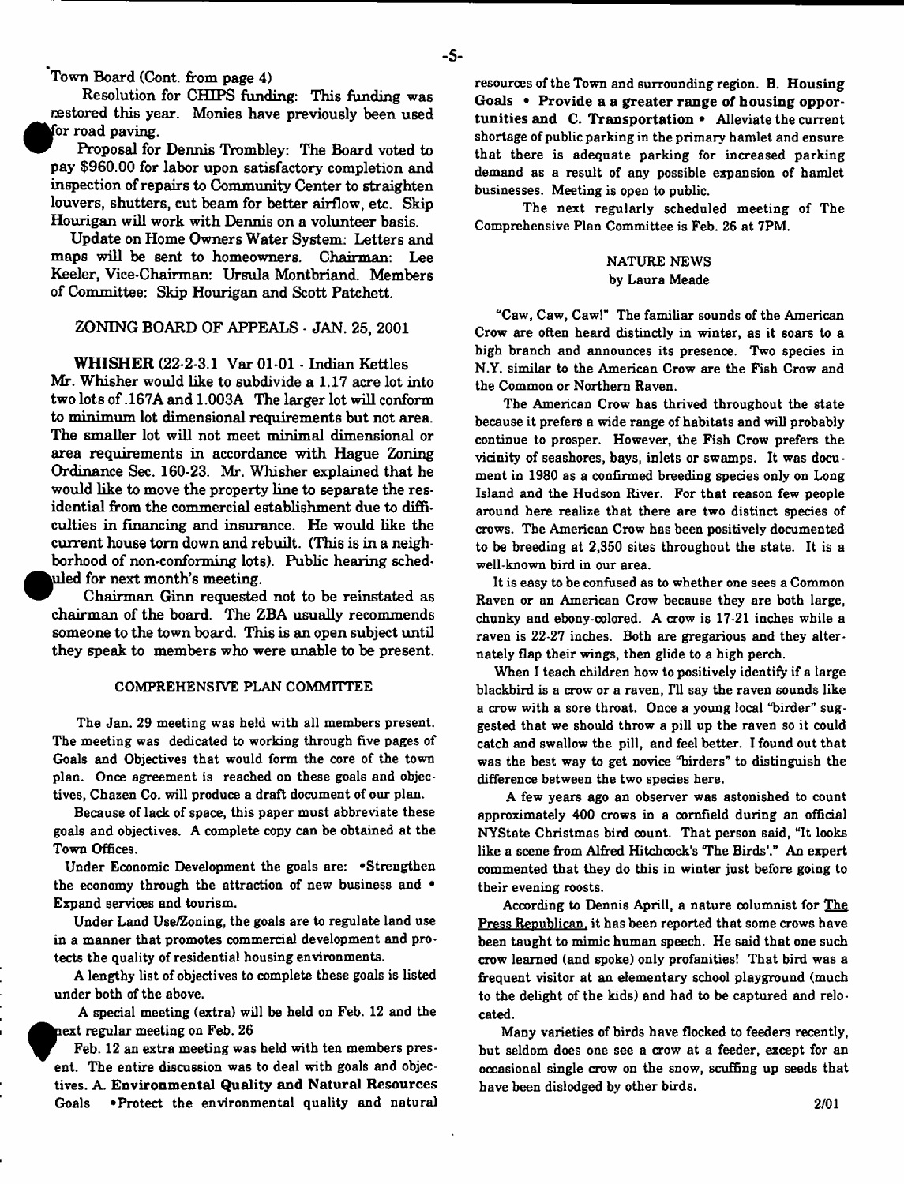Town Board (Cont. from page 4)

Resolution for CHIPS funding: This funding was restored this year. Monies have previously been used for road paving.

Proposal for Dennis Trombley: The Board voted to pay $960.00 for labor upon satisfactory completion and inspection of repairs to Community Center to straighten louvers, shutters, cut beam for better airflow, etc. Skip Hourigan will work with Dennis on a volunteer basis.

Update on Home Owners Water System: Letters and maps will be sent to homeowners. Chairman: Lee Keeler, Vice-Chairman: Ursula Montbriand. Members of Committee: Skip Hourigan and Scott Patchett.

## ZONING BOARD OF APPEALS - JAN. 25, 2001

**WHISHER** (22-2-3.1 Var 01-01 - Indian Kettles Mr. Whisher would like to subdivide a 1.17 acre lot into two lots of .167A and 1.003A The larger lot will conform to minimum lot dimensional requirements but not area. The smaller lot will not meet minimal dimensional or area requirements in accordance with Hague Zoning Ordinance Sec. 160-23. Mr. Whisher explained that he would like to move the property line to separate the residential from the commercial establishment due to difficulties in financing and insurance. He would like the current house torn down and rebuilt. (This is in a neighborhood of non-conforming lots). Public hearing scheduled for next month's meeting.

Chairman Ginn requested not to be reinstated as chairman of the board. The ZBA usually recommends someone to the town board. This is an open subject until they speak to members who were unable to be present.

## COMPREHENSIVE PLAN COMMITTEE

The Jan. 29 meeting was held with all members present. The meeting was dedicated to working through five pages of Goals and Objectives that would form the core of the town plan. Once agreement is reached on these goals and objectives, Chazen Co. will produce a draft document of our plan.

Because of lack of space, this paper must abbreviate these goals and objectives. A complete copy can be obtained at the Town Offices.

Under Economic Development the goals are: •Strengthen the economy through the attraction of new business and • Expand services and tourism.

Under Land Use/Zoning, the goals are to regulate land use in a manner that promotes commercial development and protects the quality of residential housing environments.

A lengthy list of objectives to complete these goals is listed under both of the above.

A special meeting (extra) will be held on Feb. 12 and the next regular meeting on Feb. 26

Feb. 12 an extra meeting was held with ten members present. The entire discussion was to deal with goals and objectives. A. **Environmental Quality and Natural Resources** Goals •Protect the environmental quality and natural resources of the Town and surrounding region. B. **Housing Goals • Provide a a greater range of housing opportunities and** C. **Transportation •** Alleviate the current shortage of public parking in the primary hamlet and ensure that there is adequate parking for increased parking demand as a result of any possible expansion of hamlet businesses. Meeting is open to public.

The next regularly scheduled meeting of The Comprehensive Plan Committee is Feb. 26 at 7PM.

## NATURE NEWS
by Laura Meade

"Caw, Caw, Caw!" The familiar sounds of the American Crow are often heard distinctly in winter, as it soars to a high branch and announces its presence. Two species in N.Y. similar to the American Crow are the Fish Crow and the Common or Northern Raven.

The American Crow has thrived throughout the state because it prefers a wide range of habitats and will probably continue to prosper. However, the Fish Crow prefers the vicinity of seashores, bays, inlets or swamps. It was document in 1980 as a confirmed breeding species only on Long Island and the Hudson River. For that reason few people around here realize that there are two distinct species of crows. The American Crow has been positively documented to be breeding at 2,350 sites throughout the state. It is a well-known bird in our area.

It is easy to be confused as to whether one sees a Common Raven or an American Crow because they are both large, chunky and ebony-colored. A crow is 17-21 inches while a raven is 22-27 inches. Both are gregarious and they alternately flap their wings, then glide to a high perch.

When I teach children how to positively identify if a large blackbird is a crow or a raven, I'll say the raven sounds like a crow with a sore throat. Once a young local "birder" suggested that we should throw a pill up the raven so it could catch and swallow the pill, and feel better. I found out that was the best way to get novice "birders" to distinguish the difference between the two species here.

A few years ago an observer was astonished to count approximately 400 crows in a cornfield during an official NYState Christmas bird count. That person said, "It looks like a scene from Alfred Hitchcock's 'The Birds'." An expert commented that they do this in winter just before going to their evening roosts.

According to Dennis Aprill, a nature columnist for The Press Republican, it has been reported that some crows have been taught to mimic human speech. He said that one such crow learned (and spoke) only profanities! That bird was a frequent visitor at an elementary school playground (much to the delight of the kids) and had to be captured and relocated.

Many varieties of birds have flocked to feeders recently, but seldom does one see a crow at a feeder, except for an occasional single crow on the snow, scuffing up seeds that have been dislodged by other birds.

2/01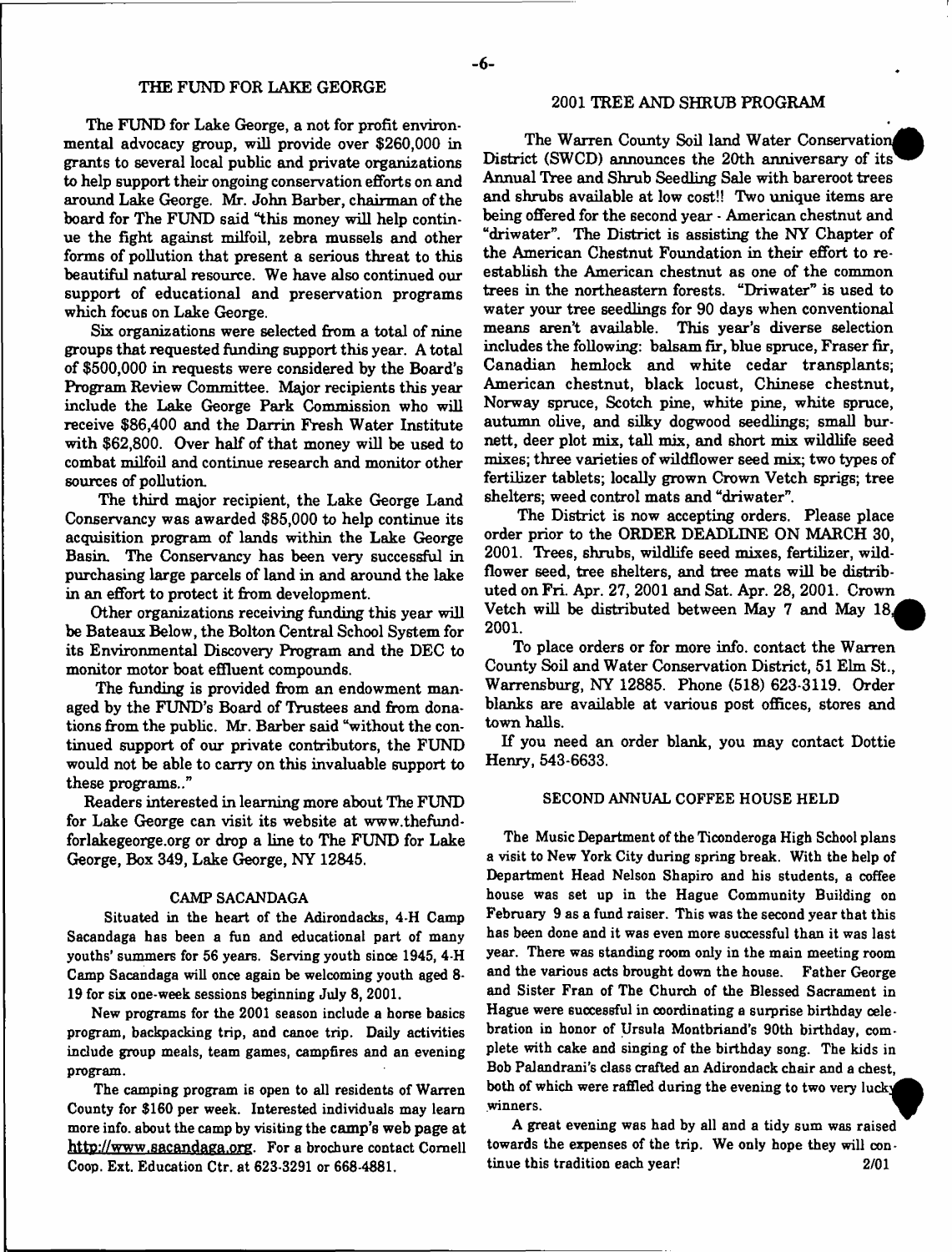## THE FUND FOR LAKE GEORGE

The FUND for Lake George, a not for profit environmental advocacy group, will provide over $260,000 in grants to several local public and private organizations to help support their ongoing conservation efforts on and around Lake George. Mr. John Barber, chairman of the board for The FUND said "this money will help continue the fight against milfoil, zebra mussels and other forms of pollution that present a serious threat to this beautiful natural resource. We have also continued our support of educational and preservation programs which focus on Lake George.

Six organizations were selected from a total of nine groups that requested funding support this year. A total of $500,000 in requests were considered by the Board's Program Review Committee. Major recipients this year include the Lake George Park Commission who will receive $86,400 and the Darrin Fresh Water Institute with $62,800. Over half of that money will be used to combat milfoil and continue research and monitor other sources of pollution.

The third major recipient, the Lake George Land Conservancy was awarded $85,000 to help continue its acquisition program of lands within the Lake George Basin. The Conservancy has been very successful in purchasing large parcels of land in and around the lake in an effort to protect it from development.

Other organizations receiving funding this year will be Bateaux Below, the Bolton Central School System for its Environmental Discovery Program and the DEC to monitor motor boat effluent compounds.

The funding is provided from an endowment managed by the FUND's Board of Trustees and from donations from the public. Mr. Barber said "without the continued support of our private contributors, the FUND would not be able to carry on this invaluable support to these programs.."

Readers interested in learning more about The FUND for Lake George can visit its website at www.thefundforlakegeorge.org or drop a line to The FUND for Lake George, Box 349, Lake George, NY 12845.

## CAMP SACANDAGA

Situated in the heart of the Adirondacks, 4-H Camp Sacandaga has been a fun and educational part of many youths' summers for 56 years. Serving youth since 1945, 4-H Camp Sacandaga will once again be welcoming youth aged 8-19 for six one-week sessions beginning July 8, 2001.

New programs for the 2001 season include a horse basics program, backpacking trip, and canoe trip. Daily activities include group meals, team games, campfires and an evening program.

The camping program is open to all residents of Warren County for $160 per week. Interested individuals may learn more info. about the camp by visiting the camp's web page at http://www.sacandaga.org. For a brochure contact Cornell Coop. Ext. Education Ctr. at 623-3291 or 668-4881.

## 2001 TREE AND SHRUB PROGRAM

The Warren County Soil land Water Conservation District (SWCD) announces the 20th anniversary of its Annual Tree and Shrub Seedling Sale with bareroot trees and shrubs available at low cost!! Two unique items are being offered for the second year - American chestnut and "driwater". The District is assisting the NY Chapter of the American Chestnut Foundation in their effort to re-establish the American chestnut as one of the common trees in the northeastern forests. "Driwater" is used to water your tree seedlings for 90 days when conventional means aren't available. This year's diverse selection includes the following: balsam fir, blue spruce, Fraser fir, Canadian hemlock and white cedar transplants; American chestnut, black locust, Chinese chestnut, Norway spruce, Scotch pine, white pine, white spruce, autumn olive, and silky dogwood seedlings; small burnett, deer plot mix, tall mix, and short mix wildlife seed mixes; three varieties of wildflower seed mix; two types of fertilizer tablets; locally grown Crown Vetch sprigs; tree shelters; weed control mats and "driwater".

The District is now accepting orders. Please place order prior to the ORDER DEADLINE ON MARCH 30, 2001. Trees, shrubs, wildlife seed mixes, fertilizer, wildflower seed, tree shelters, and tree mats will be distributed on Fri. Apr. 27, 2001 and Sat. Apr. 28, 2001. Crown Vetch will be distributed between May 7 and May 18, 2001.

To place orders or for more info. contact the Warren County Soil and Water Conservation District, 51 Elm St., Warrensburg, NY 12885. Phone (518) 623-3119. Order blanks are available at various post offices, stores and town halls.

If you need an order blank, you may contact Dottie Henry, 543-6633.

## SECOND ANNUAL COFFEE HOUSE HELD

The Music Department of the Ticonderoga High School plans a visit to New York City during spring break. With the help of Department Head Nelson Shapiro and his students, a coffee house was set up in the Hague Community Building on February 9 as a fund raiser. This was the second year that this has been done and it was even more successful than it was last year. There was standing room only in the main meeting room and the various acts brought down the house. Father George and Sister Fran of The Church of the Blessed Sacrament in Hague were successful in coordinating a surprise birthday celebration in honor of Ursula Montbriand's 90th birthday, complete with cake and singing of the birthday song. The kids in Bob Palandrani's class crafted an Adirondack chair and a chest, both of which were raffled during the evening to two very lucky winners.

A great evening was had by all and a tidy sum was raised towards the expenses of the trip. We only hope they will continue this tradition each year! 2/01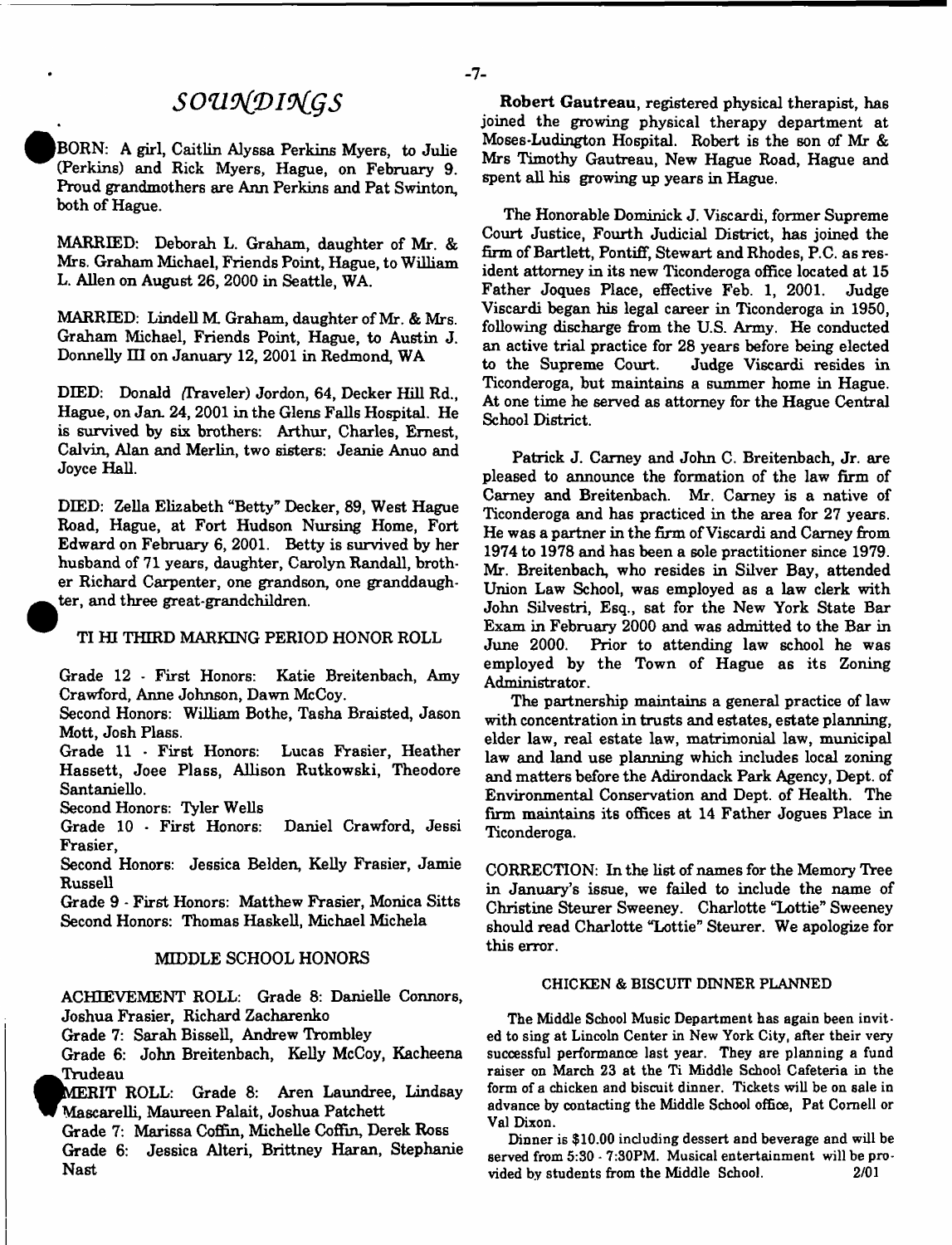# SOUNDINGS

BORN: A girl, Caitlin Alyssa Perkins Myers, to Julie (Perkins) and Rick Myers, Hague, on February 9. Proud grandmothers are Ann Perkins and Pat Swinton, both of Hague.

MARRIED: Deborah L. Graham, daughter of Mr. & Mrs. Graham Michael, Friends Point, Hague, to William L. Allen on August 26, 2000 in Seattle, WA.

MARRIED: Lindell M. Graham, daughter of Mr. & Mrs. Graham Michael, Friends Point, Hague, to Austin J. Donnelly III on January 12, 2001 in Redmond, WA

DIED: Donald (Traveler) Jordon, 64, Decker Hill Rd., Hague, on Jan. 24, 2001 in the Glens Falls Hospital. He is survived by six brothers: Arthur, Charles, Ernest, Calvin, Alan and Merlin, two sisters: Jeanie Anuo and Joyce Hall.

DIED: Zella Elizabeth "Betty" Decker, 89, West Hague Road, Hague, at Fort Hudson Nursing Home, Fort Edward on February 6, 2001. Betty is survived by her husband of 71 years, daughter, Carolyn Randall, brother Richard Carpenter, one grandson, one granddaughter, and three great-grandchildren.

## TI HI THIRD MARKING PERIOD HONOR ROLL

Grade 12 - First Honors: Katie Breitenbach, Amy Crawford, Anne Johnson, Dawn McCoy.
Second Honors: William Bothe, Tasha Braisted, Jason Mott, Josh Plass.
Grade 11 - First Honors: Lucas Frasier, Heather Hassett, Joee Plass, Allison Rutkowski, Theodore Santaniello.
Second Honors: Tyler Wells
Grade 10 - First Honors: Daniel Crawford, Jessi Frasier,
Second Honors: Jessica Belden, Kelly Frasier, Jamie Russell
Grade 9 - First Honors: Matthew Frasier, Monica Sitts
Second Honors: Thomas Haskell, Michael Michela

## MIDDLE SCHOOL HONORS

ACHIEVEMENT ROLL: Grade 8: Danielle Connors, Joshua Frasier, Richard Zacharenko
Grade 7: Sarah Bissell, Andrew Trombley
Grade 6: John Breitenbach, Kelly McCoy, Kacheena Trudeau

MERIT ROLL: Grade 8: Aren Laundree, Lindsay Mascarelli, Maureen Palait, Joshua Patchett
Grade 7: Marissa Coffin, Michelle Coffin, Derek Ross
Grade 6: Jessica Alteri, Brittney Haran, Stephanie Nast

**Robert Gautreau**, registered physical therapist, has joined the growing physical therapy department at Moses-Ludington Hospital. Robert is the son of Mr & Mrs Timothy Gautreau, New Hague Road, Hague and spent all his growing up years in Hague.

The Honorable Dominick J. Viscardi, former Supreme Court Justice, Fourth Judicial District, has joined the firm of Bartlett, Pontiff, Stewart and Rhodes, P.C. as resident attorney in its new Ticonderoga office located at 15 Father Joques Place, effective Feb. 1, 2001. Judge Viscardi began his legal career in Ticonderoga in 1950, following discharge from the U.S. Army. He conducted an active trial practice for 28 years before being elected to the Supreme Court. Judge Viscardi resides in Ticonderoga, but maintains a summer home in Hague. At one time he served as attorney for the Hague Central School District.

Patrick J. Carney and John C. Breitenbach, Jr. are pleased to announce the formation of the law firm of Carney and Breitenbach. Mr. Carney is a native of Ticonderoga and has practiced in the area for 27 years. He was a partner in the firm of Viscardi and Carney from 1974 to 1978 and has been a sole practitioner since 1979. Mr. Breitenbach, who resides in Silver Bay, attended Union Law School, was employed as a law clerk with John Silvestri, Esq., sat for the New York State Bar Exam in February 2000 and was admitted to the Bar in June 2000. Prior to attending law school he was employed by the Town of Hague as its Zoning Administrator.

The partnership maintains a general practice of law with concentration in trusts and estates, estate planning, elder law, real estate law, matrimonial law, municipal law and land use planning which includes local zoning and matters before the Adirondack Park Agency, Dept. of Environmental Conservation and Dept. of Health. The firm maintains its offices at 14 Father Jogues Place in Ticonderoga.

CORRECTION: In the list of names for the Memory Tree in January's issue, we failed to include the name of Christine Steurer Sweeney. Charlotte "Lottie" Sweeney should read Charlotte "Lottie" Steurer. We apologize for this error.

## CHICKEN & BISCUIT DINNER PLANNED

The Middle School Music Department has again been invited to sing at Lincoln Center in New York City, after their very successful performance last year. They are planning a fund raiser on March 23 at the Ti Middle School Cafeteria in the form of a chicken and biscuit dinner. Tickets will be on sale in advance by contacting the Middle School office, Pat Cornell or Val Dixon.

Dinner is $10.00 including dessert and beverage and will be served from 5:30 - 7:30PM. Musical entertainment will be provided by students from the Middle School. 2/01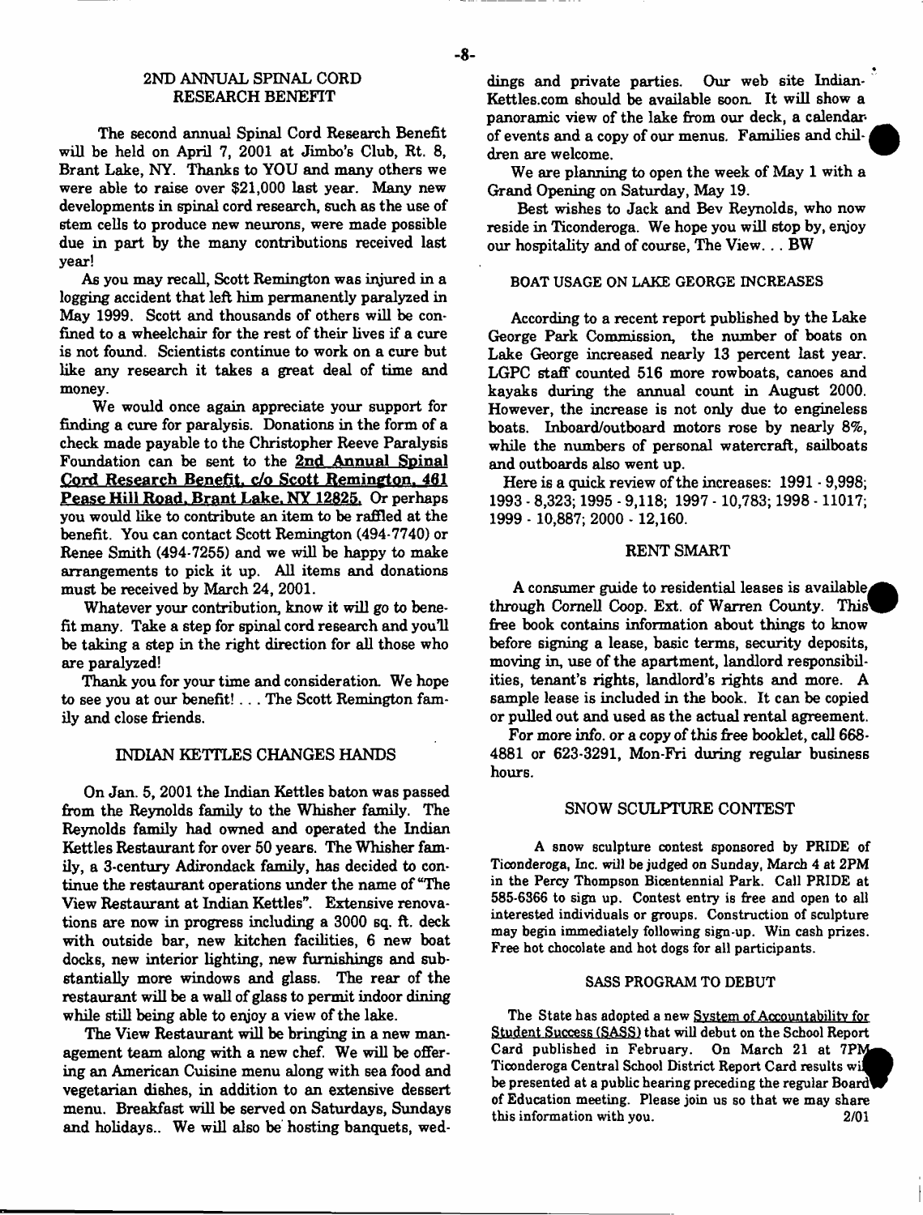## 2ND ANNUAL SPINAL CORD RESEARCH BENEFIT

The second annual Spinal Cord Research Benefit will be held on April 7, 2001 at Jimbo's Club, Rt. 8, Brant Lake, NY. Thanks to YOU and many others we were able to raise over $21,000 last year. Many new developments in spinal cord research, such as the use of stem cells to produce new neurons, were made possible due in part by the many contributions received last year!

As you may recall, Scott Remington was injured in a logging accident that left him permanently paralyzed in May 1999. Scott and thousands of others will be confined to a wheelchair for the rest of their lives if a cure is not found. Scientists continue to work on a cure but like any research it takes a great deal of time and money.

We would once again appreciate your support for finding a cure for paralysis. Donations in the form of a check made payable to the Christopher Reeve Paralysis Foundation can be sent to the **2nd Annual Spinal Cord Research Benefit, c/o Scott Remington, 461 Pease Hill Road, Brant Lake, NY 12825.** Or perhaps you would like to contribute an item to be raffled at the benefit. You can contact Scott Remington (494-7740) or Renee Smith (494-7255) and we will be happy to make arrangements to pick it up. All items and donations must be received by March 24, 2001.

Whatever your contribution, know it will go to benefit many. Take a step for spinal cord research and you'll be taking a step in the right direction for all those who are paralyzed!

Thank you for your time and consideration. We hope to see you at our benefit! . . . The Scott Remington family and close friends.

## INDIAN KETTLES CHANGES HANDS

On Jan. 5, 2001 the Indian Kettles baton was passed from the Reynolds family to the Whisher family. The Reynolds family had owned and operated the Indian Kettles Restaurant for over 50 years. The Whisher family, a 3-century Adirondack family, has decided to continue the restaurant operations under the name of "The View Restaurant at Indian Kettles". Extensive renovations are now in progress including a 3000 sq. ft. deck with outside bar, new kitchen facilities, 6 new boat docks, new interior lighting, new furnishings and substantially more windows and glass. The rear of the restaurant will be a wall of glass to permit indoor dining while still being able to enjoy a view of the lake.

The View Restaurant will be bringing in a new management team along with a new chef. We will be offering an American Cuisine menu along with sea food and vegetarian dishes, in addition to an extensive dessert menu. Breakfast will be served on Saturdays, Sundays and holidays.. We will also be hosting banquets, weddings and private parties. Our web site Indian-Kettles.com should be available soon. It will show a panoramic view of the lake from our deck, a calendar of events and a copy of our menus. Families and children are welcome.

We are planning to open the week of May 1 with a Grand Opening on Saturday, May 19.

Best wishes to Jack and Bev Reynolds, who now reside in Ticonderoga. We hope you will stop by, enjoy our hospitality and of course, The View. . . BW

## BOAT USAGE ON LAKE GEORGE INCREASES

According to a recent report published by the Lake George Park Commission, the number of boats on Lake George increased nearly 13 percent last year. LGPC staff counted 516 more rowboats, canoes and kayaks during the annual count in August 2000. However, the increase is not only due to engineless boats. Inboard/outboard motors rose by nearly 8%, while the numbers of personal watercraft, sailboats and outboards also went up.

Here is a quick review of the increases: 1991 - 9,998; 1993 - 8,323; 1995 - 9,118; 1997 - 10,783; 1998 - 11017; 1999 - 10,887; 2000 - 12,160.

## RENT SMART

A consumer guide to residential leases is available through Cornell Coop. Ext. of Warren County. This free book contains information about things to know before signing a lease, basic terms, security deposits, moving in, use of the apartment, landlord responsibilities, tenant's rights, landlord's rights and more. A sample lease is included in the book. It can be copied or pulled out and used as the actual rental agreement.

For more info. or a copy of this free booklet, call 668-4881 or 623-3291, Mon-Fri during regular business hours.

## SNOW SCULPTURE CONTEST

A snow sculpture contest sponsored by PRIDE of Ticonderoga, Inc. will be judged on Sunday, March 4 at 2PM in the Percy Thompson Bicentennial Park. Call PRIDE at 585-6366 to sign up. Contest entry is free and open to all interested individuals or groups. Construction of sculpture may begin immediately following sign-up. Win cash prizes. Free hot chocolate and hot dogs for all participants.

## SASS PROGRAM TO DEBUT

The State has adopted a new System of Accountability for Student Success (SASS) that will debut on the School Report Card published in February. On March 21 at 7PM Ticonderoga Central School District Report Card results will be presented at a public hearing preceding the regular Board of Education meeting. Please join us so that we may share this information with you. 2/01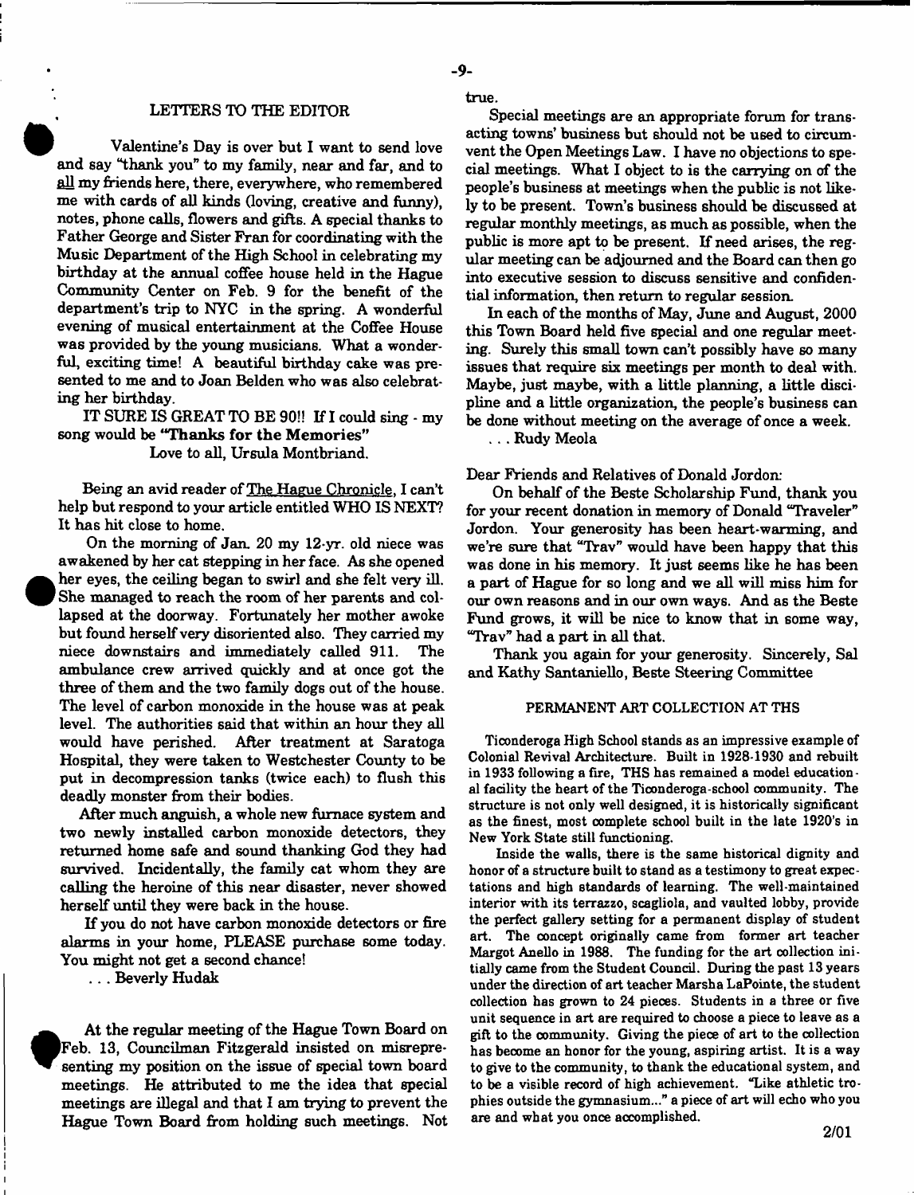## LETTERS TO THE EDITOR

Valentine's Day is over but I want to send love and say "thank you" to my family, near and far, and to all my friends here, there, everywhere, who remembered me with cards of all kinds (loving, creative and funny), notes, phone calls, flowers and gifts. A special thanks to Father George and Sister Fran for coordinating with the Music Department of the High School in celebrating my birthday at the annual coffee house held in the Hague Community Center on Feb. 9 for the benefit of the department's trip to NYC in the spring. A wonderful evening of musical entertainment at the Coffee House was provided by the young musicians. What a wonderful, exciting time! A beautiful birthday cake was presented to me and to Joan Belden who was also celebrating her birthday.

IT SURE IS GREAT TO BE 90!! If I could sing - my song would be **"Thanks for the Memories"**

Love to all, Ursula Montbriand.

Being an avid reader of The Hague Chronicle, I can't help but respond to your article entitled WHO IS NEXT? It has hit close to home.

On the morning of Jan. 20 my 12-yr. old niece was awakened by her cat stepping in her face. As she opened her eyes, the ceiling began to swirl and she felt very ill. She managed to reach the room of her parents and collapsed at the doorway. Fortunately her mother awoke but found herself very disoriented also. They carried my niece downstairs and immediately called 911. The ambulance crew arrived quickly and at once got the three of them and the two family dogs out of the house. The level of carbon monoxide in the house was at peak level. The authorities said that within an hour they all would have perished. After treatment at Saratoga Hospital, they were taken to Westchester County to be put in decompression tanks (twice each) to flush this deadly monster from their bodies.

After much anguish, a whole new furnace system and two newly installed carbon monoxide detectors, they returned home safe and sound thanking God they had survived. Incidentally, the family cat whom they are calling the heroine of this near disaster, never showed herself until they were back in the house.

If you do not have carbon monoxide detectors or fire alarms in your home, PLEASE purchase some today. You might not get a second chance!

. . . Beverly Hudak

At the regular meeting of the Hague Town Board on Feb. 13, Councilman Fitzgerald insisted on misrepresenting my position on the issue of special town board meetings. He attributed to me the idea that special meetings are illegal and that I am trying to prevent the Hague Town Board from holding such meetings. Not true.

Special meetings are an appropriate forum for transacting towns' business but should not be used to circumvent the Open Meetings Law. I have no objections to special meetings. What I object to is the carrying on of the people's business at meetings when the public is not likely to be present. Town's business should be discussed at regular monthly meetings, as much as possible, when the public is more apt to be present. If need arises, the regular meeting can be adjourned and the Board can then go into executive session to discuss sensitive and confidential information, then return to regular session.

In each of the months of May, June and August, 2000 this Town Board held five special and one regular meeting. Surely this small town can't possibly have so many issues that require six meetings per month to deal with. Maybe, just maybe, with a little planning, a little discipline and a little organization, the people's business can be done without meeting on the average of once a week.

. . . Rudy Meola

Dear Friends and Relatives of Donald Jordon:

On behalf of the Beste Scholarship Fund, thank you for your recent donation in memory of Donald "Traveler" Jordon. Your generosity has been heart-warming, and we're sure that "Trav" would have been happy that this was done in his memory. It just seems like he has been a part of Hague for so long and we all will miss him for our own reasons and in our own ways. And as the Beste Fund grows, it will be nice to know that in some way, "Trav" had a part in all that.

Thank you again for your generosity. Sincerely, Sal and Kathy Santaniello, Beste Steering Committee

### PERMANENT ART COLLECTION AT THS

Ticonderoga High School stands as an impressive example of Colonial Revival Architecture. Built in 1928-1930 and rebuilt in 1933 following a fire, THS has remained a model educational facility the heart of the Ticonderoga-school community. The structure is not only well designed, it is historically significant as the finest, most complete school built in the late 1920's in New York State still functioning.

Inside the walls, there is the same historical dignity and honor of a structure built to stand as a testimony to great expectations and high standards of learning. The well-maintained interior with its terrazzo, scagliola, and vaulted lobby, provide the perfect gallery setting for a permanent display of student art. The concept originally came from former art teacher Margot Anello in 1988. The funding for the art collection initially came from the Student Council. During the past 13 years under the direction of art teacher Marsha LaPointe, the student collection has grown to 24 pieces. Students in a three or five unit sequence in art are required to choose a piece to leave as a gift to the community. Giving the piece of art to the collection has become an honor for the young, aspiring artist. It is a way to give to the community, to thank the educational system, and to be a visible record of high achievement. "Like athletic trophies outside the gymnasium..." a piece of art will echo who you are and what you once accomplished.

2/01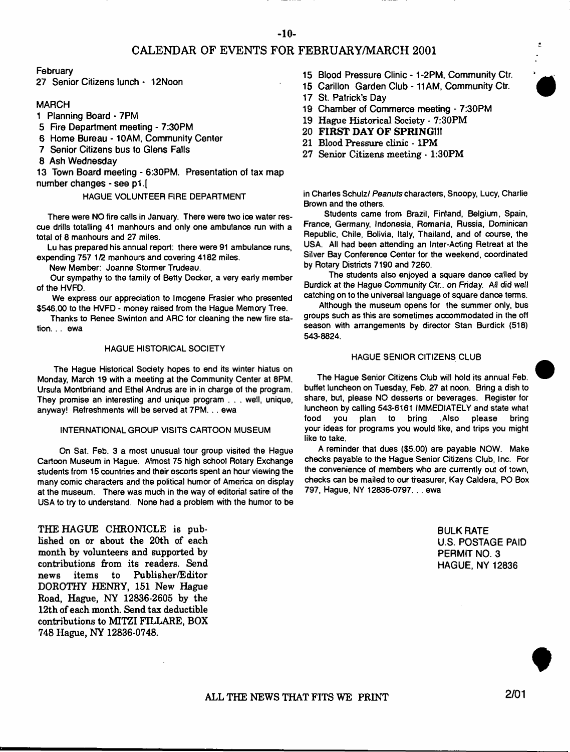# CALENDAR OF EVENTS FOR FEBRUARY/MARCH 2001

February

27 Senior Citizens lunch - 12Noon

MARCH

1 Planning Board - 7PM

5 Fire Department meeting - 7:30PM

6 Home Bureau - 10AM, Community Center

7 Senior Citizens bus to Glens Falls

8 Ash Wednesday

13 Town Board meeting - 6:30PM. Presentation of tax map number changes - see p1.[

15 Blood Pressure Clinic - 1-2PM, Community Ctr.

15 Carillon Garden Club - 11AM, Community Ctr.

17 St. Patrick's Day

19 Chamber of Commerce meeting - 7:30PM

19 Hague Historical Society - 7:30PM

20 **FIRST DAY OF SPRING!!!**

21 Blood Pressure clinic - 1PM

27 Senior Citizens meeting - 1:30PM

## HAGUE VOLUNTEER FIRE DEPARTMENT

There were NO fire calls in January. There were two ice water rescue drills totalling 41 manhours and only one ambulance run with a total of 8 manhours and 27 miles.

Lu has prepared his annual report: there were 91 ambulance runs, expending 757 1/2 manhours and covering 4182 miles.

New Member: Joanne Stormer Trudeau.

Our sympathy to the family of Betty Decker, a very early member of the HVFD.

We express our appreciation to Imogene Frasier who presented $546.00 to the HVFD - money raised from the Hague Memory Tree.

Thanks to Renee Swinton and ARC for cleaning the new fire station. . . ewa

## HAGUE HISTORICAL SOCIETY

The Hague Historical Society hopes to end its winter hiatus on Monday, March 19 with a meeting at the Community Center at 8PM. Ursula Montbriand and Ethel Andrus are in in charge of the program. They promise an interesting and unique program . . . well, unique, anyway! Refreshments will be served at 7PM. . . ewa

## INTERNATIONAL GROUP VISITS CARTOON MUSEUM

On Sat. Feb. 3 a most unusual tour group visited the Hague Cartoon Museum in Hague. Almost 75 high school Rotary Exchange students from 15 countries and their escorts spent an hour viewing the many comic characters and the political humor of America on display at the museum. There was much in the way of editorial satire of the USA to try to understand. None had a problem with the humor to be in Charles Schulz/ *Peanuts* characters, Snoopy, Lucy, Charlie Brown and the others.

Students came from Brazil, Finland, Belgium, Spain, France, Germany, Indonesia, Romania, Russia, Dominican Republic, Chile, Bolivia, Italy, Thailand, and of course, the USA. All had been attending an Inter-Acting Retreat at the Silver Bay Conference Center for the weekend, coordinated by Rotary Districts 7190 and 7260.

The students also enjoyed a square dance called by Burdick at the Hague Community Ctr.. on Friday. All did well catching on to the universal language of square dance terms.

Although the museum opens for the summer only, bus groups such as this are sometimes accommodated in the off season with arrangements by director Stan Burdick (518) 543-8824.

## HAGUE SENIOR CITIZENS CLUB

The Hague Senior Citizens Club will hold its annual Feb. buffet luncheon on Tuesday, Feb. 27 at noon. Bring a dish to share, but, please NO desserts or beverages. Register for luncheon by calling 543-6161 IMMEDIATELY and state what food you plan to bring .Also please bring your ideas for programs you would like, and trips you might like to take.

A reminder that dues ($5.00) are payable NOW. Make checks payable to the Hague Senior Citizens Club, Inc. For the convenience of members who are currently out of town, checks can be mailed to our treasurer, Kay Caldera, PO Box 797, Hague, NY 12836-0797. . . ewa

THE HAGUE CHRONICLE is published on or about the 20th of each month by volunteers and supported by contributions from its readers. Send news items to Publisher/Editor DOROTHY HENRY, 151 New Hague Road, Hague, NY 12836-2605 by the 12th of each month. Send tax deductible contributions to MITZI FILLARE, BOX 748 Hague, NY 12836-0748.

BULK RATE
U.S. POSTAGE PAID
PERMIT NO. 3
HAGUE, NY 12836

ALL THE NEWS THAT FITS WE PRINT

2/01